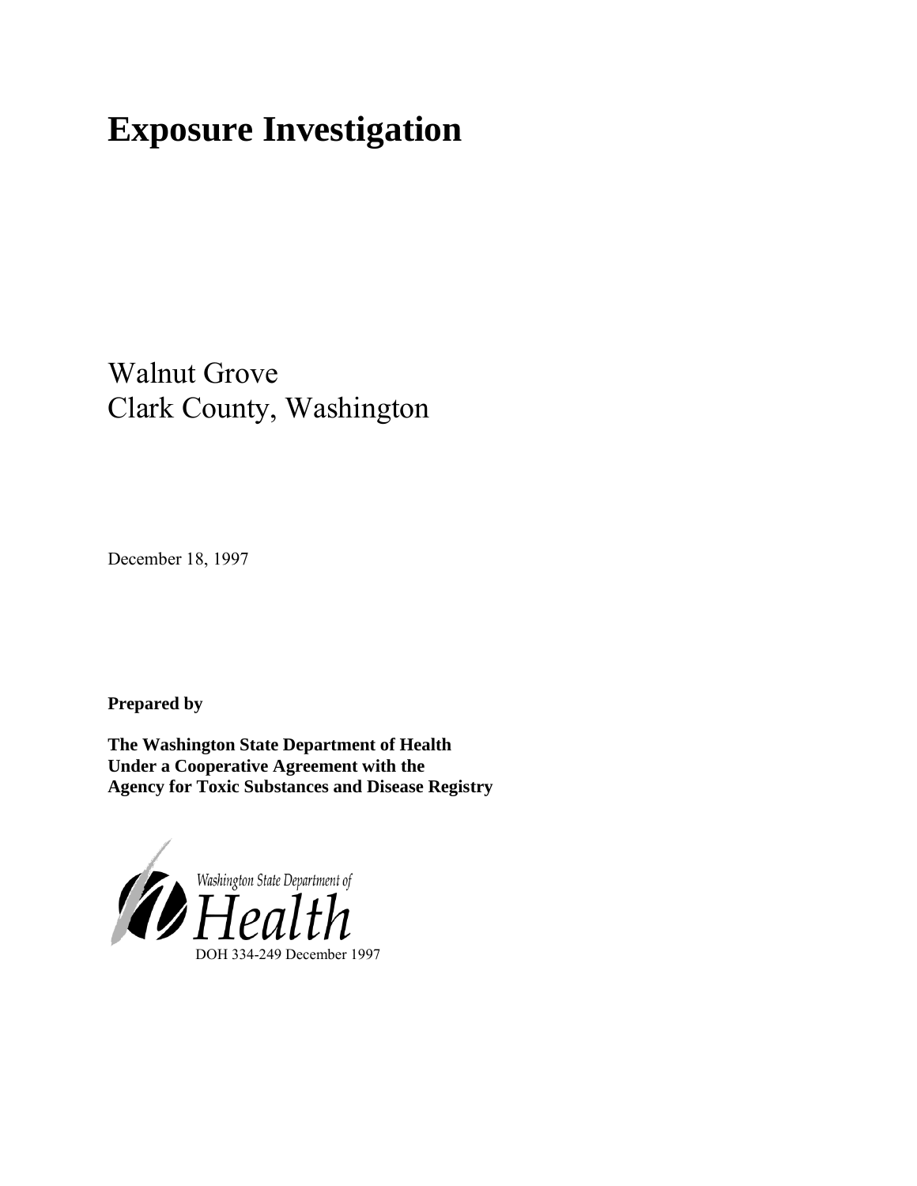# Exposure Investigation

Walnut Grove
Clark County, Washington

December 18, 1997

**Prepared by**

**The Washington State Department of Health**
**Under a Cooperative Agreement with the**
**Agency for Toxic Substances and Disease Registry**

Washington State Department of Health

DOH 334-249 December 1997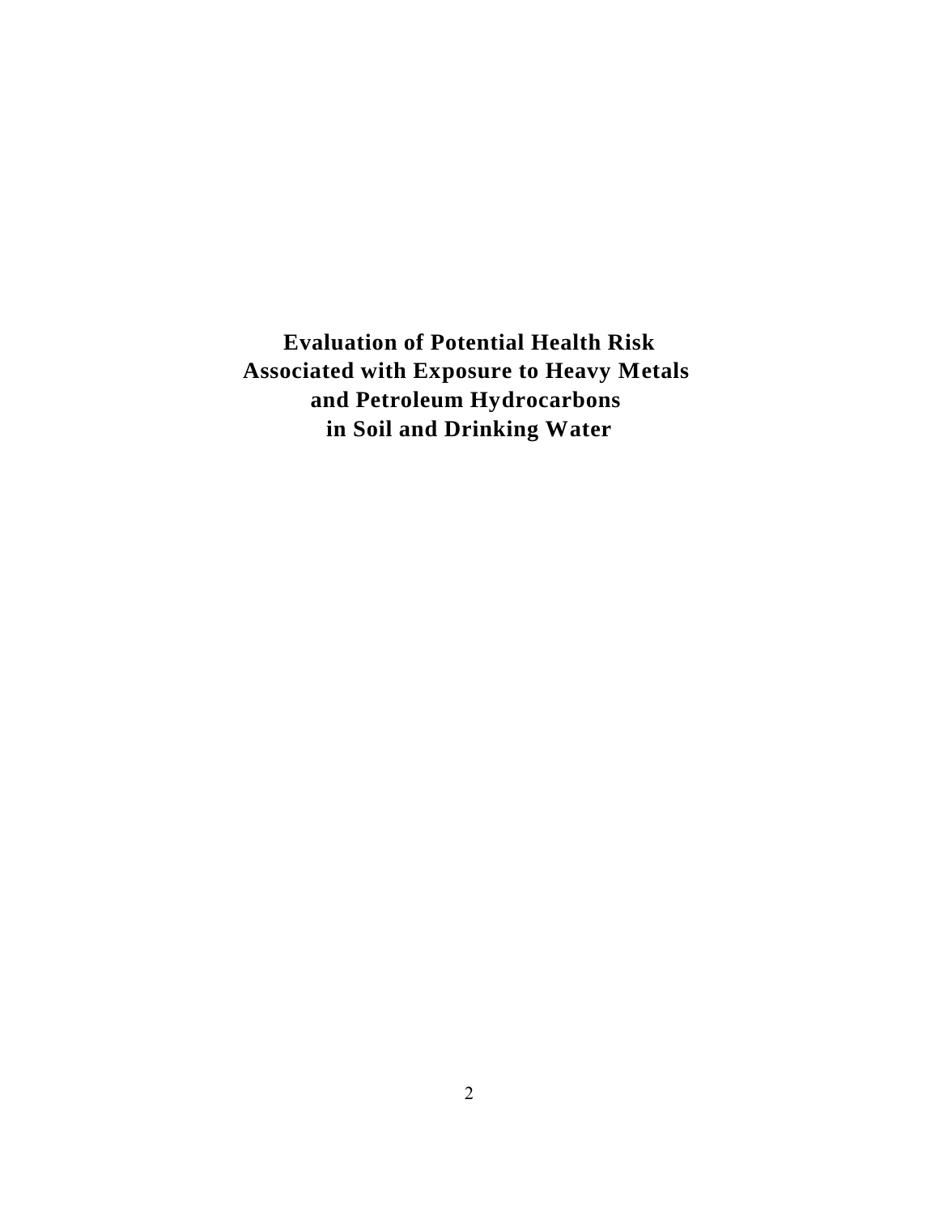# Evaluation of Potential Health Risk Associated with Exposure to Heavy Metals and Petroleum Hydrocarbons in Soil and Drinking Water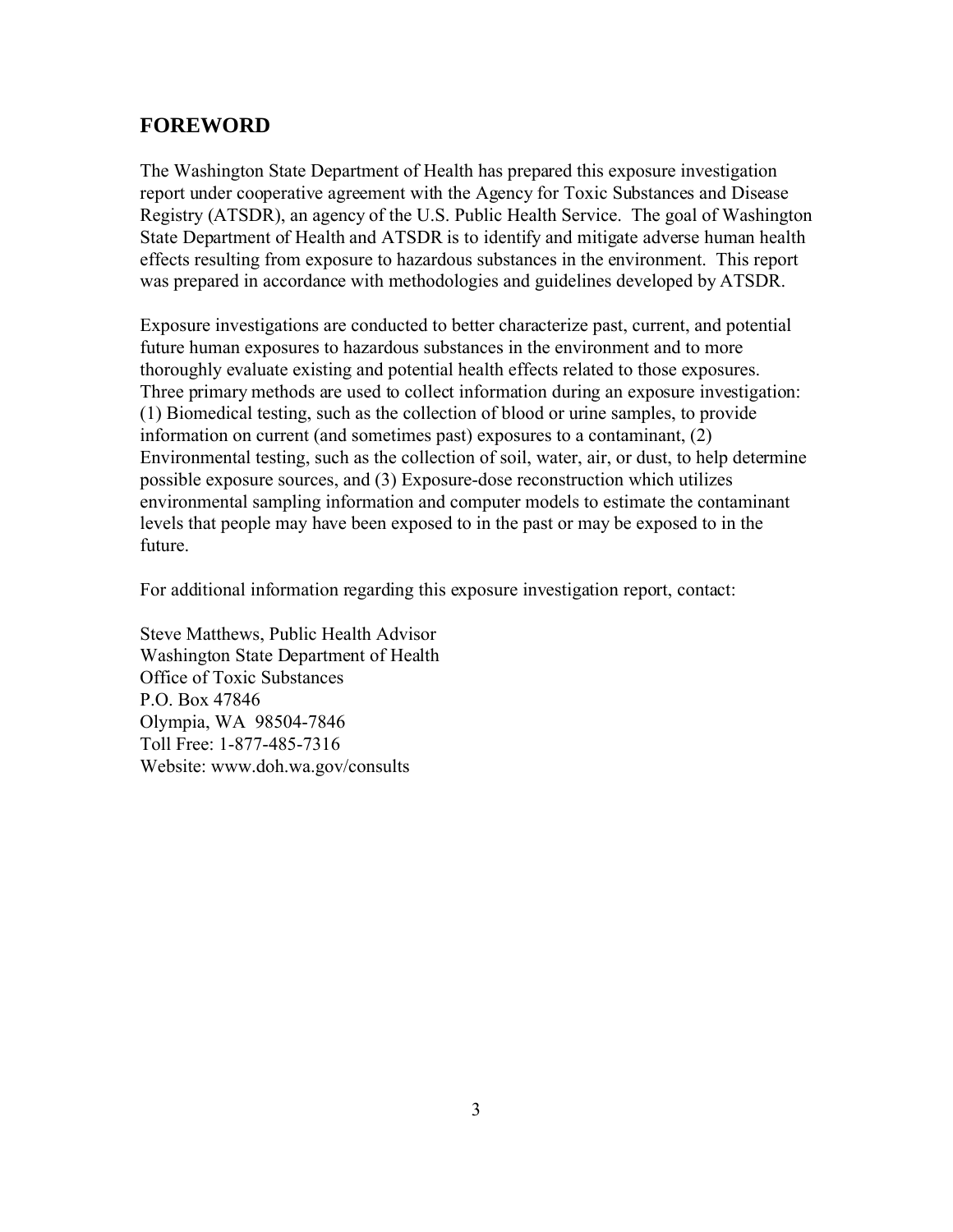## FOREWORD

The Washington State Department of Health has prepared this exposure investigation report under cooperative agreement with the Agency for Toxic Substances and Disease Registry (ATSDR), an agency of the U.S. Public Health Service. The goal of Washington State Department of Health and ATSDR is to identify and mitigate adverse human health effects resulting from exposure to hazardous substances in the environment. This report was prepared in accordance with methodologies and guidelines developed by ATSDR.

Exposure investigations are conducted to better characterize past, current, and potential future human exposures to hazardous substances in the environment and to more thoroughly evaluate existing and potential health effects related to those exposures. Three primary methods are used to collect information during an exposure investigation: (1) Biomedical testing, such as the collection of blood or urine samples, to provide information on current (and sometimes past) exposures to a contaminant, (2) Environmental testing, such as the collection of soil, water, air, or dust, to help determine possible exposure sources, and (3) Exposure-dose reconstruction which utilizes environmental sampling information and computer models to estimate the contaminant levels that people may have been exposed to in the past or may be exposed to in the future.

For additional information regarding this exposure investigation report, contact:

Steve Matthews, Public Health Advisor
Washington State Department of Health
Office of Toxic Substances
P.O. Box 47846
Olympia, WA 98504-7846
Toll Free: 1-877-485-7316
Website: www.doh.wa.gov/consults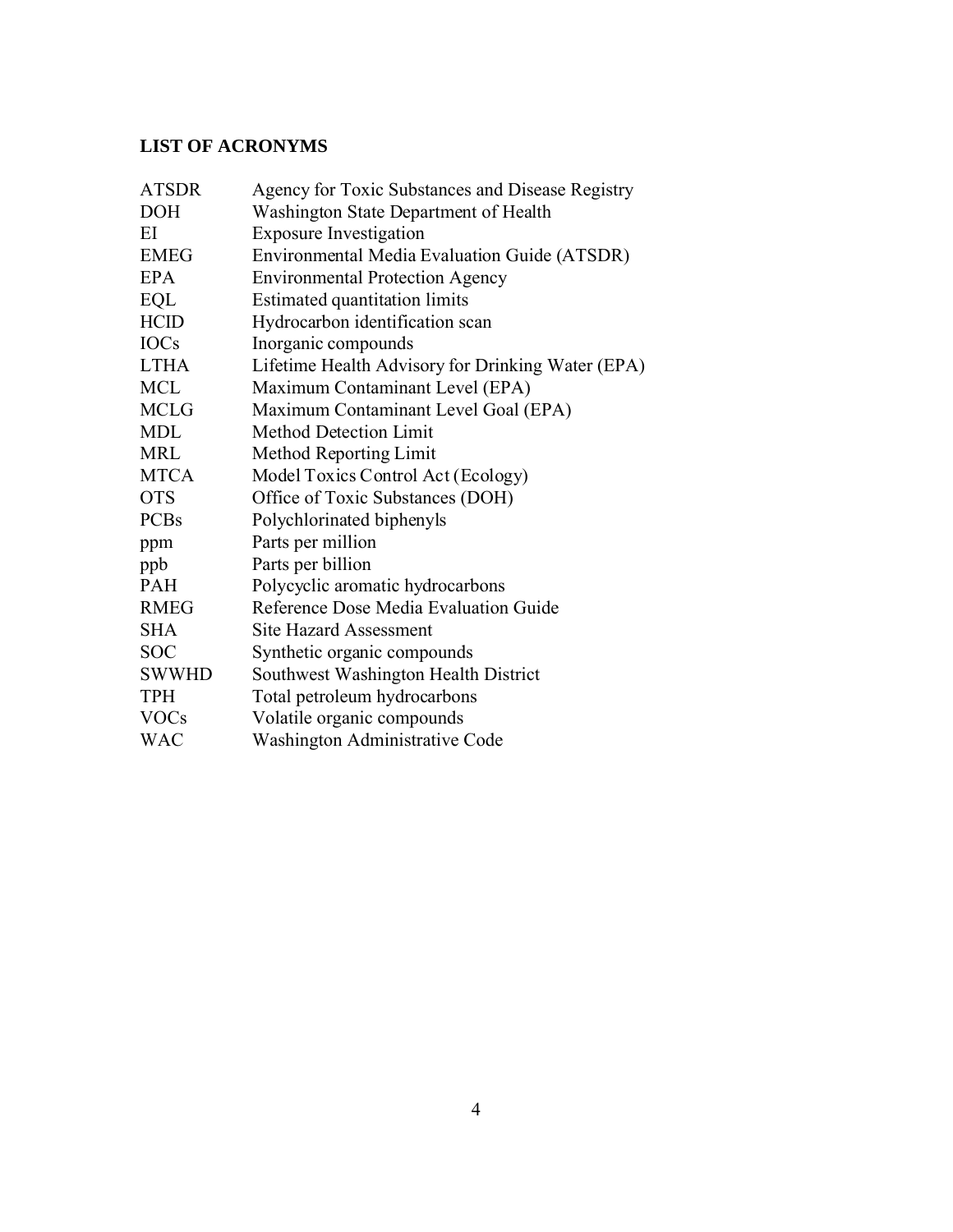## LIST OF ACRONYMS

| | |
|---|---|
| ATSDR | Agency for Toxic Substances and Disease Registry |
| DOH | Washington State Department of Health |
| EI | Exposure Investigation |
| EMEG | Environmental Media Evaluation Guide (ATSDR) |
| EPA | Environmental Protection Agency |
| EQL | Estimated quantitation limits |
| HCID | Hydrocarbon identification scan |
| IOCs | Inorganic compounds |
| LTHA | Lifetime Health Advisory for Drinking Water (EPA) |
| MCL | Maximum Contaminant Level (EPA) |
| MCLG | Maximum Contaminant Level Goal (EPA) |
| MDL | Method Detection Limit |
| MRL | Method Reporting Limit |
| MTCA | Model Toxics Control Act (Ecology) |
| OTS | Office of Toxic Substances (DOH) |
| PCBs | Polychlorinated biphenyls |
| ppm | Parts per million |
| ppb | Parts per billion |
| PAH | Polycyclic aromatic hydrocarbons |
| RMEG | Reference Dose Media Evaluation Guide |
| SHA | Site Hazard Assessment |
| SOC | Synthetic organic compounds |
| SWWHD | Southwest Washington Health District |
| TPH | Total petroleum hydrocarbons |
| VOCs | Volatile organic compounds |
| WAC | Washington Administrative Code |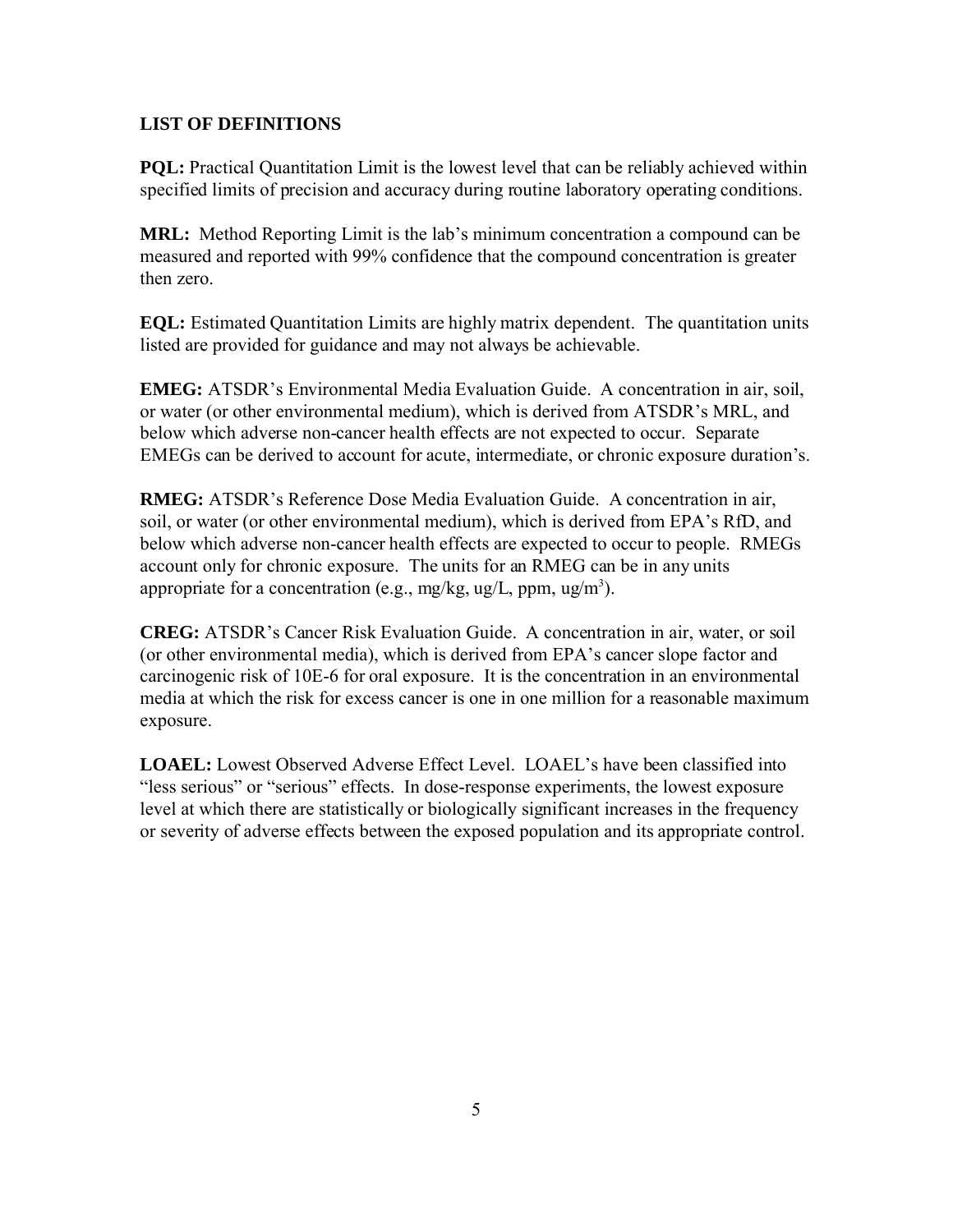## LIST OF DEFINITIONS

**PQL:** Practical Quantitation Limit is the lowest level that can be reliably achieved within specified limits of precision and accuracy during routine laboratory operating conditions.

**MRL:** Method Reporting Limit is the lab's minimum concentration a compound can be measured and reported with 99% confidence that the compound concentration is greater then zero.

**EQL:** Estimated Quantitation Limits are highly matrix dependent. The quantitation units listed are provided for guidance and may not always be achievable.

**EMEG:** ATSDR's Environmental Media Evaluation Guide. A concentration in air, soil, or water (or other environmental medium), which is derived from ATSDR's MRL, and below which adverse non-cancer health effects are not expected to occur. Separate EMEGs can be derived to account for acute, intermediate, or chronic exposure duration's.

**RMEG:** ATSDR's Reference Dose Media Evaluation Guide. A concentration in air, soil, or water (or other environmental medium), which is derived from EPA's RfD, and below which adverse non-cancer health effects are expected to occur to people. RMEGs account only for chronic exposure. The units for an RMEG can be in any units appropriate for a concentration (e.g., mg/kg, ug/L, ppm, ug/m$^3$).

**CREG:** ATSDR's Cancer Risk Evaluation Guide. A concentration in air, water, or soil (or other environmental media), which is derived from EPA's cancer slope factor and carcinogenic risk of 10E-6 for oral exposure. It is the concentration in an environmental media at which the risk for excess cancer is one in one million for a reasonable maximum exposure.

**LOAEL:** Lowest Observed Adverse Effect Level. LOAEL's have been classified into "less serious" or "serious" effects. In dose-response experiments, the lowest exposure level at which there are statistically or biologically significant increases in the frequency or severity of adverse effects between the exposed population and its appropriate control.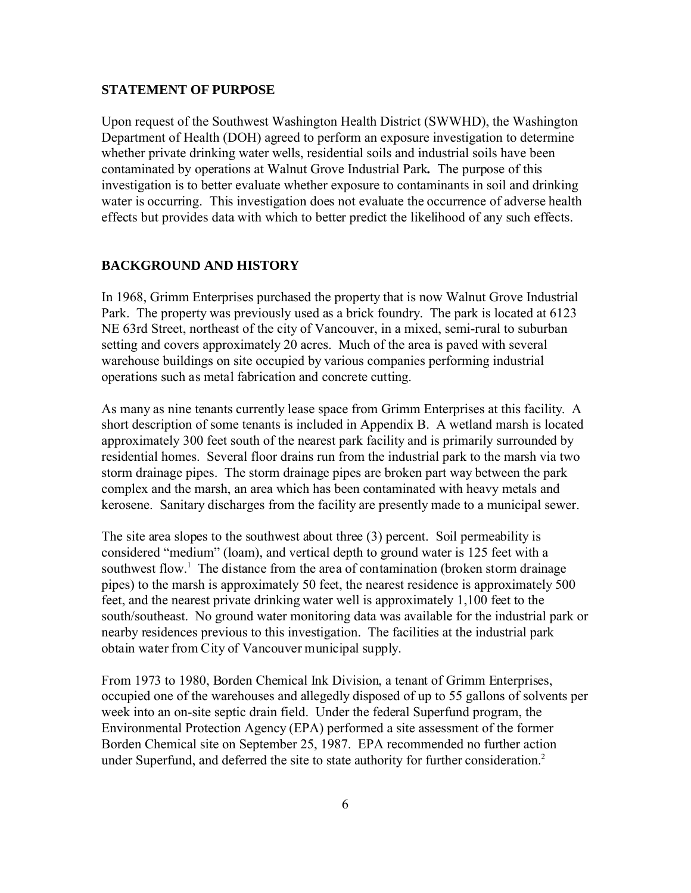## STATEMENT OF PURPOSE

Upon request of the Southwest Washington Health District (SWWHD), the Washington Department of Health (DOH) agreed to perform an exposure investigation to determine whether private drinking water wells, residential soils and industrial soils have been contaminated by operations at Walnut Grove Industrial Park**.** The purpose of this investigation is to better evaluate whether exposure to contaminants in soil and drinking water is occurring. This investigation does not evaluate the occurrence of adverse health effects but provides data with which to better predict the likelihood of any such effects.

## BACKGROUND AND HISTORY

In 1968, Grimm Enterprises purchased the property that is now Walnut Grove Industrial Park. The property was previously used as a brick foundry. The park is located at 6123 NE 63rd Street, northeast of the city of Vancouver, in a mixed, semi-rural to suburban setting and covers approximately 20 acres. Much of the area is paved with several warehouse buildings on site occupied by various companies performing industrial operations such as metal fabrication and concrete cutting.

As many as nine tenants currently lease space from Grimm Enterprises at this facility. A short description of some tenants is included in Appendix B. A wetland marsh is located approximately 300 feet south of the nearest park facility and is primarily surrounded by residential homes. Several floor drains run from the industrial park to the marsh via two storm drainage pipes. The storm drainage pipes are broken part way between the park complex and the marsh, an area which has been contaminated with heavy metals and kerosene. Sanitary discharges from the facility are presently made to a municipal sewer.

The site area slopes to the southwest about three (3) percent. Soil permeability is considered "medium" (loam), and vertical depth to ground water is 125 feet with a southwest flow.[1] The distance from the area of contamination (broken storm drainage pipes) to the marsh is approximately 50 feet, the nearest residence is approximately 500 feet, and the nearest private drinking water well is approximately 1,100 feet to the south/southeast. No ground water monitoring data was available for the industrial park or nearby residences previous to this investigation. The facilities at the industrial park obtain water from City of Vancouver municipal supply.

From 1973 to 1980, Borden Chemical Ink Division, a tenant of Grimm Enterprises, occupied one of the warehouses and allegedly disposed of up to 55 gallons of solvents per week into an on-site septic drain field. Under the federal Superfund program, the Environmental Protection Agency (EPA) performed a site assessment of the former Borden Chemical site on September 25, 1987. EPA recommended no further action under Superfund, and deferred the site to state authority for further consideration.[2]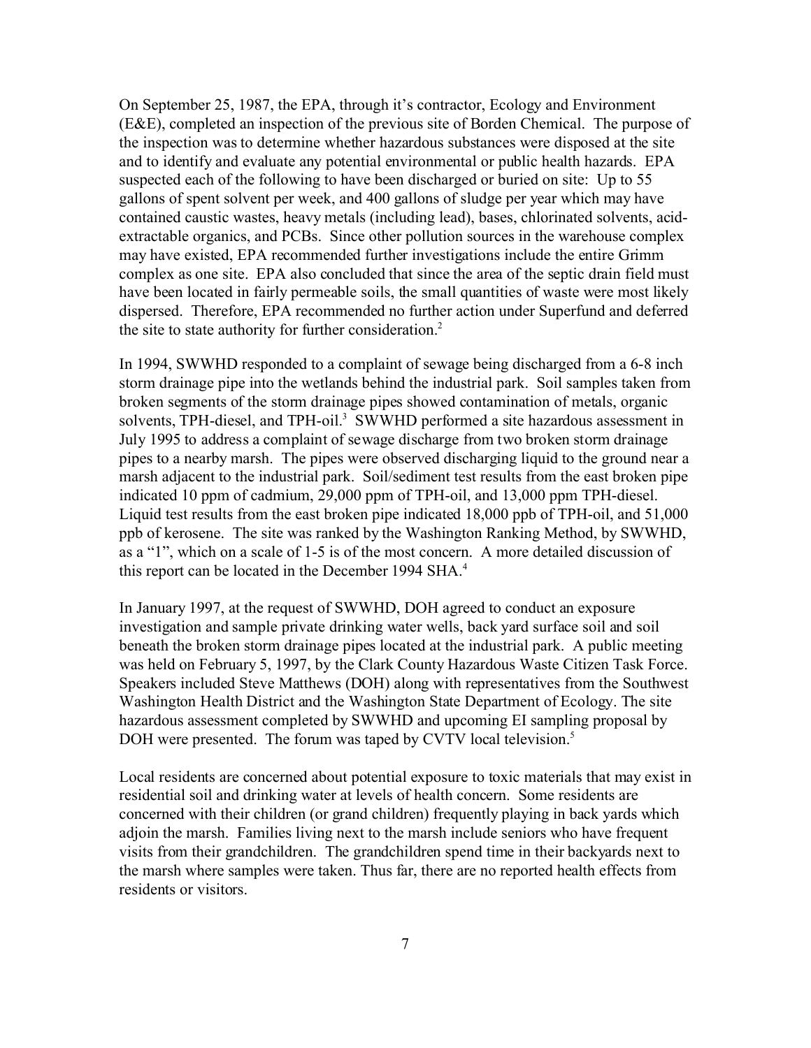On September 25, 1987, the EPA, through it's contractor, Ecology and Environment (E&E), completed an inspection of the previous site of Borden Chemical. The purpose of the inspection was to determine whether hazardous substances were disposed at the site and to identify and evaluate any potential environmental or public health hazards. EPA suspected each of the following to have been discharged or buried on site: Up to 55 gallons of spent solvent per week, and 400 gallons of sludge per year which may have contained caustic wastes, heavy metals (including lead), bases, chlorinated solvents, acid-extractable organics, and PCBs. Since other pollution sources in the warehouse complex may have existed, EPA recommended further investigations include the entire Grimm complex as one site. EPA also concluded that since the area of the septic drain field must have been located in fairly permeable soils, the small quantities of waste were most likely dispersed. Therefore, EPA recommended no further action under Superfund and deferred the site to state authority for further consideration.[2]

In 1994, SWWHD responded to a complaint of sewage being discharged from a 6-8 inch storm drainage pipe into the wetlands behind the industrial park. Soil samples taken from broken segments of the storm drainage pipes showed contamination of metals, organic solvents, TPH-diesel, and TPH-oil.[3] SWWHD performed a site hazardous assessment in July 1995 to address a complaint of sewage discharge from two broken storm drainage pipes to a nearby marsh. The pipes were observed discharging liquid to the ground near a marsh adjacent to the industrial park. Soil/sediment test results from the east broken pipe indicated 10 ppm of cadmium, 29,000 ppm of TPH-oil, and 13,000 ppm TPH-diesel. Liquid test results from the east broken pipe indicated 18,000 ppb of TPH-oil, and 51,000 ppb of kerosene. The site was ranked by the Washington Ranking Method, by SWWHD, as a "1", which on a scale of 1-5 is of the most concern. A more detailed discussion of this report can be located in the December 1994 SHA.[4]

In January 1997, at the request of SWWHD, DOH agreed to conduct an exposure investigation and sample private drinking water wells, back yard surface soil and soil beneath the broken storm drainage pipes located at the industrial park. A public meeting was held on February 5, 1997, by the Clark County Hazardous Waste Citizen Task Force. Speakers included Steve Matthews (DOH) along with representatives from the Southwest Washington Health District and the Washington State Department of Ecology. The site hazardous assessment completed by SWWHD and upcoming EI sampling proposal by DOH were presented. The forum was taped by CVTV local television.[5]

Local residents are concerned about potential exposure to toxic materials that may exist in residential soil and drinking water at levels of health concern. Some residents are concerned with their children (or grand children) frequently playing in back yards which adjoin the marsh. Families living next to the marsh include seniors who have frequent visits from their grandchildren. The grandchildren spend time in their backyards next to the marsh where samples were taken. Thus far, there are no reported health effects from residents or visitors.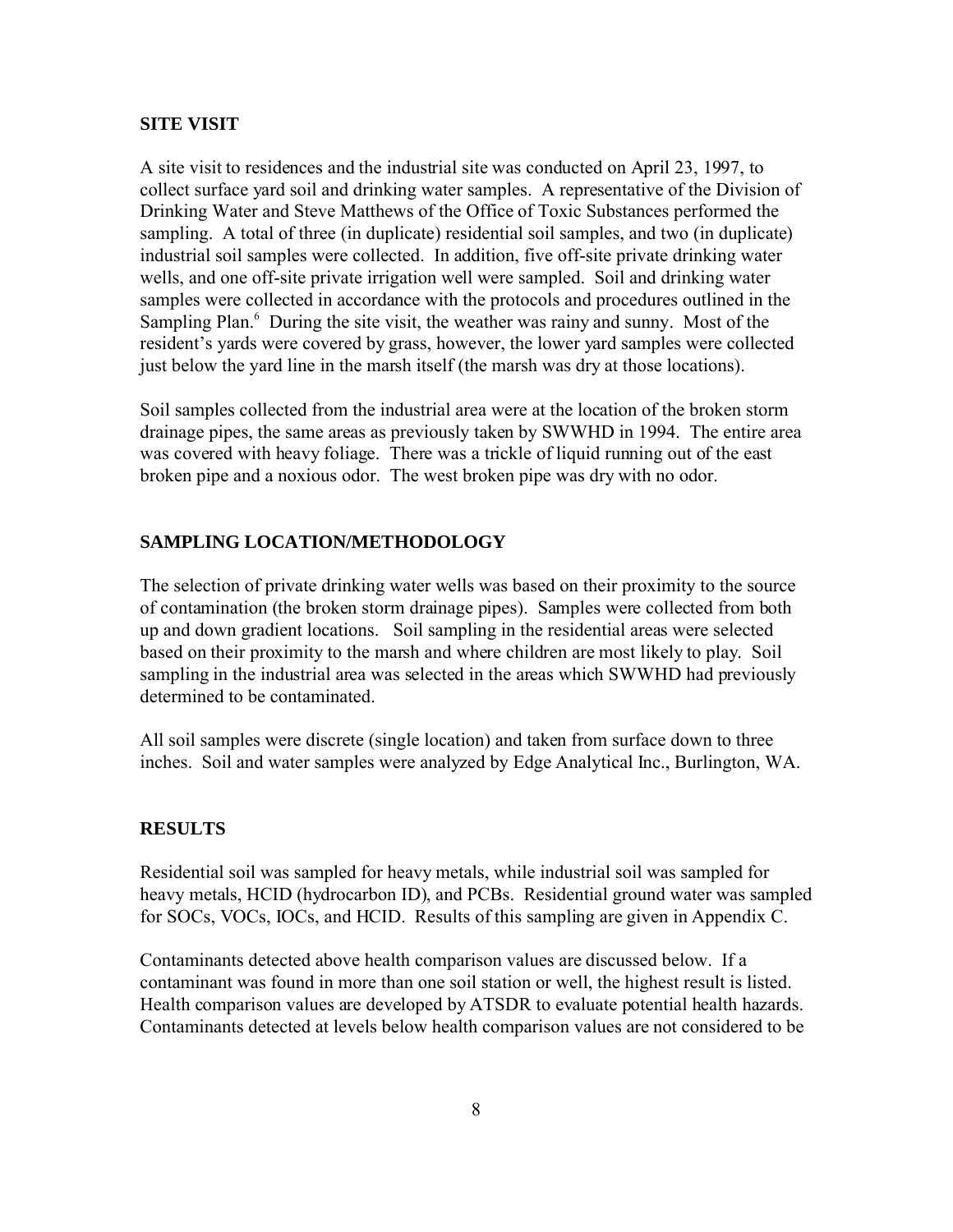## SITE VISIT

A site visit to residences and the industrial site was conducted on April 23, 1997, to collect surface yard soil and drinking water samples. A representative of the Division of Drinking Water and Steve Matthews of the Office of Toxic Substances performed the sampling. A total of three (in duplicate) residential soil samples, and two (in duplicate) industrial soil samples were collected. In addition, five off-site private drinking water wells, and one off-site private irrigation well were sampled. Soil and drinking water samples were collected in accordance with the protocols and procedures outlined in the Sampling Plan.[6] During the site visit, the weather was rainy and sunny. Most of the resident's yards were covered by grass, however, the lower yard samples were collected just below the yard line in the marsh itself (the marsh was dry at those locations).

Soil samples collected from the industrial area were at the location of the broken storm drainage pipes, the same areas as previously taken by SWWHD in 1994. The entire area was covered with heavy foliage. There was a trickle of liquid running out of the east broken pipe and a noxious odor. The west broken pipe was dry with no odor.

## SAMPLING LOCATION/METHODOLOGY

The selection of private drinking water wells was based on their proximity to the source of contamination (the broken storm drainage pipes). Samples were collected from both up and down gradient locations. Soil sampling in the residential areas were selected based on their proximity to the marsh and where children are most likely to play. Soil sampling in the industrial area was selected in the areas which SWWHD had previously determined to be contaminated.

All soil samples were discrete (single location) and taken from surface down to three inches. Soil and water samples were analyzed by Edge Analytical Inc., Burlington, WA.

## RESULTS

Residential soil was sampled for heavy metals, while industrial soil was sampled for heavy metals, HCID (hydrocarbon ID), and PCBs. Residential ground water was sampled for SOCs, VOCs, IOCs, and HCID. Results of this sampling are given in Appendix C.

Contaminants detected above health comparison values are discussed below. If a contaminant was found in more than one soil station or well, the highest result is listed. Health comparison values are developed by ATSDR to evaluate potential health hazards. Contaminants detected at levels below health comparison values are not considered to be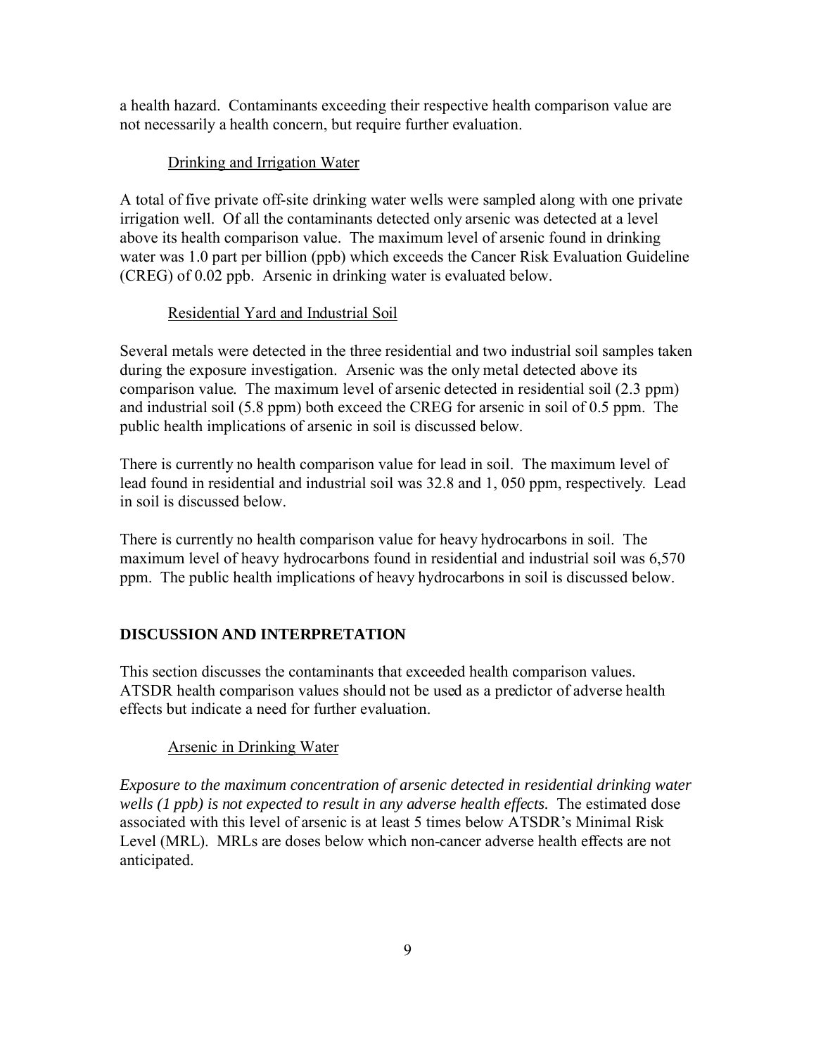a health hazard. Contaminants exceeding their respective health comparison value are not necessarily a health concern, but require further evaluation.

### Drinking and Irrigation Water

A total of five private off-site drinking water wells were sampled along with one private irrigation well. Of all the contaminants detected only arsenic was detected at a level above its health comparison value. The maximum level of arsenic found in drinking water was 1.0 part per billion (ppb) which exceeds the Cancer Risk Evaluation Guideline (CREG) of 0.02 ppb. Arsenic in drinking water is evaluated below.

### Residential Yard and Industrial Soil

Several metals were detected in the three residential and two industrial soil samples taken during the exposure investigation. Arsenic was the only metal detected above its comparison value. The maximum level of arsenic detected in residential soil (2.3 ppm) and industrial soil (5.8 ppm) both exceed the CREG for arsenic in soil of 0.5 ppm. The public health implications of arsenic in soil is discussed below.

There is currently no health comparison value for lead in soil. The maximum level of lead found in residential and industrial soil was 32.8 and 1, 050 ppm, respectively. Lead in soil is discussed below.

There is currently no health comparison value for heavy hydrocarbons in soil. The maximum level of heavy hydrocarbons found in residential and industrial soil was 6,570 ppm. The public health implications of heavy hydrocarbons in soil is discussed below.

## DISCUSSION AND INTERPRETATION

This section discusses the contaminants that exceeded health comparison values. ATSDR health comparison values should not be used as a predictor of adverse health effects but indicate a need for further evaluation.

### Arsenic in Drinking Water

*Exposure to the maximum concentration of arsenic detected in residential drinking water wells (1 ppb) is not expected to result in any adverse health effects.* The estimated dose associated with this level of arsenic is at least 5 times below ATSDR's Minimal Risk Level (MRL). MRLs are doses below which non-cancer adverse health effects are not anticipated.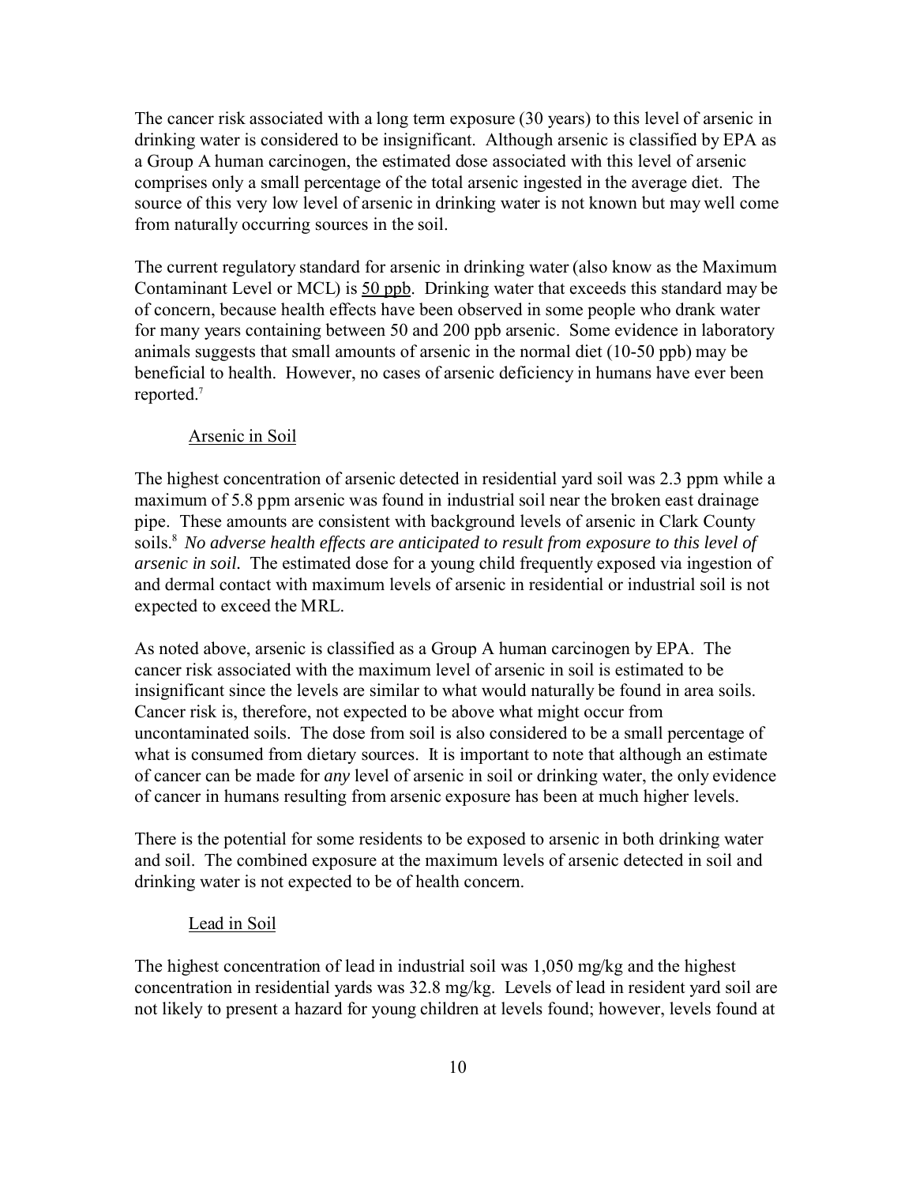The cancer risk associated with a long term exposure (30 years) to this level of arsenic in drinking water is considered to be insignificant. Although arsenic is classified by EPA as a Group A human carcinogen, the estimated dose associated with this level of arsenic comprises only a small percentage of the total arsenic ingested in the average diet. The source of this very low level of arsenic in drinking water is not known but may well come from naturally occurring sources in the soil.

The current regulatory standard for arsenic in drinking water (also know as the Maximum Contaminant Level or MCL) is <u>50 ppb</u>. Drinking water that exceeds this standard may be of concern, because health effects have been observed in some people who drank water for many years containing between 50 and 200 ppb arsenic. Some evidence in laboratory animals suggests that small amounts of arsenic in the normal diet (10-50 ppb) may be beneficial to health. However, no cases of arsenic deficiency in humans have ever been reported.[7]

### Arsenic in Soil

The highest concentration of arsenic detected in residential yard soil was 2.3 ppm while a maximum of 5.8 ppm arsenic was found in industrial soil near the broken east drainage pipe. These amounts are consistent with background levels of arsenic in Clark County soils.[8] *No adverse health effects are anticipated to result from exposure to this level of arsenic in soil.* The estimated dose for a young child frequently exposed via ingestion of and dermal contact with maximum levels of arsenic in residential or industrial soil is not expected to exceed the MRL.

As noted above, arsenic is classified as a Group A human carcinogen by EPA. The cancer risk associated with the maximum level of arsenic in soil is estimated to be insignificant since the levels are similar to what would naturally be found in area soils. Cancer risk is, therefore, not expected to be above what might occur from uncontaminated soils. The dose from soil is also considered to be a small percentage of what is consumed from dietary sources. It is important to note that although an estimate of cancer can be made for *any* level of arsenic in soil or drinking water, the only evidence of cancer in humans resulting from arsenic exposure has been at much higher levels.

There is the potential for some residents to be exposed to arsenic in both drinking water and soil. The combined exposure at the maximum levels of arsenic detected in soil and drinking water is not expected to be of health concern.

### Lead in Soil

The highest concentration of lead in industrial soil was 1,050 mg/kg and the highest concentration in residential yards was 32.8 mg/kg. Levels of lead in resident yard soil are not likely to present a hazard for young children at levels found; however, levels found at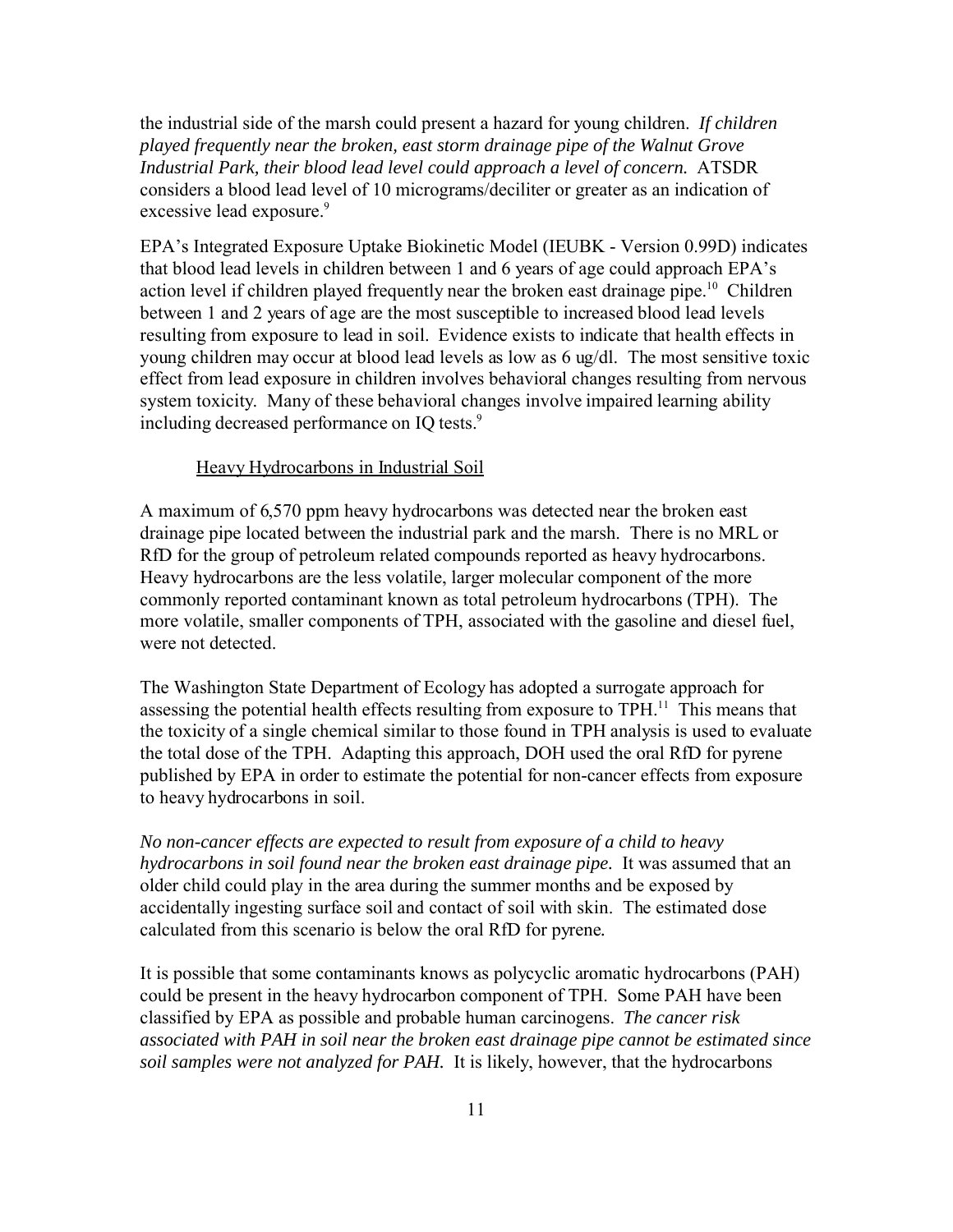the industrial side of the marsh could present a hazard for young children. *If children played frequently near the broken, east storm drainage pipe of the Walnut Grove Industrial Park, their blood lead level could approach a level of concern.* ATSDR considers a blood lead level of 10 micrograms/deciliter or greater as an indication of excessive lead exposure.[9]

EPA's Integrated Exposure Uptake Biokinetic Model (IEUBK - Version 0.99D) indicates that blood lead levels in children between 1 and 6 years of age could approach EPA's action level if children played frequently near the broken east drainage pipe.[10] Children between 1 and 2 years of age are the most susceptible to increased blood lead levels resulting from exposure to lead in soil. Evidence exists to indicate that health effects in young children may occur at blood lead levels as low as 6 ug/dl. The most sensitive toxic effect from lead exposure in children involves behavioral changes resulting from nervous system toxicity. Many of these behavioral changes involve impaired learning ability including decreased performance on IQ tests.[9]

### Heavy Hydrocarbons in Industrial Soil

A maximum of 6,570 ppm heavy hydrocarbons was detected near the broken east drainage pipe located between the industrial park and the marsh. There is no MRL or RfD for the group of petroleum related compounds reported as heavy hydrocarbons. Heavy hydrocarbons are the less volatile, larger molecular component of the more commonly reported contaminant known as total petroleum hydrocarbons (TPH). The more volatile, smaller components of TPH, associated with the gasoline and diesel fuel, were not detected.

The Washington State Department of Ecology has adopted a surrogate approach for assessing the potential health effects resulting from exposure to TPH.[11] This means that the toxicity of a single chemical similar to those found in TPH analysis is used to evaluate the total dose of the TPH. Adapting this approach, DOH used the oral RfD for pyrene published by EPA in order to estimate the potential for non-cancer effects from exposure to heavy hydrocarbons in soil.

*No non-cancer effects are expected to result from exposure of a child to heavy hydrocarbons in soil found near the broken east drainage pipe.* It was assumed that an older child could play in the area during the summer months and be exposed by accidentally ingesting surface soil and contact of soil with skin. The estimated dose calculated from this scenario is below the oral RfD for pyrene.

It is possible that some contaminants knows as polycyclic aromatic hydrocarbons (PAH) could be present in the heavy hydrocarbon component of TPH. Some PAH have been classified by EPA as possible and probable human carcinogens. *The cancer risk associated with PAH in soil near the broken east drainage pipe cannot be estimated since soil samples were not analyzed for PAH.* It is likely, however, that the hydrocarbons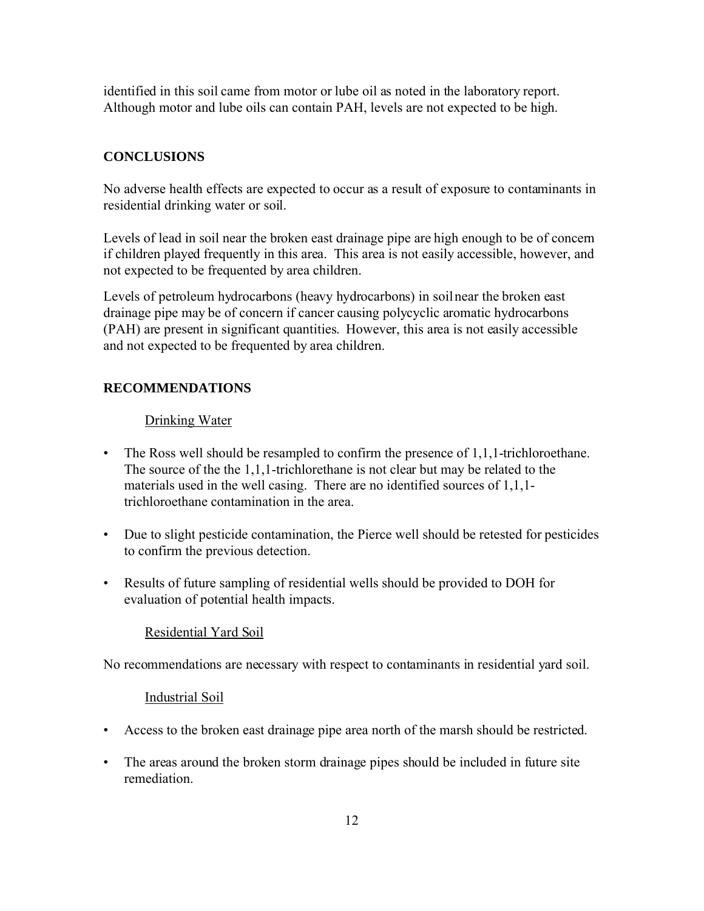identified in this soil came from motor or lube oil as noted in the laboratory report. Although motor and lube oils can contain PAH, levels are not expected to be high.

## CONCLUSIONS

No adverse health effects are expected to occur as a result of exposure to contaminants in residential drinking water or soil.

Levels of lead in soil near the broken east drainage pipe are high enough to be of concern if children played frequently in this area. This area is not easily accessible, however, and not expected to be frequented by area children.

Levels of petroleum hydrocarbons (heavy hydrocarbons) in soil near the broken east drainage pipe may be of concern if cancer causing polycyclic aromatic hydrocarbons (PAH) are present in significant quantities. However, this area is not easily accessible and not expected to be frequented by area children.

## RECOMMENDATIONS

### Drinking Water

- The Ross well should be resampled to confirm the presence of 1,1,1-trichloroethane. The source of the the 1,1,1-trichlorethane is not clear but may be related to the materials used in the well casing. There are no identified sources of 1,1,1-trichloroethane contamination in the area.
- Due to slight pesticide contamination, the Pierce well should be retested for pesticides to confirm the previous detection.
- Results of future sampling of residential wells should be provided to DOH for evaluation of potential health impacts.

### Residential Yard Soil

No recommendations are necessary with respect to contaminants in residential yard soil.

### Industrial Soil

- Access to the broken east drainage pipe area north of the marsh should be restricted.
- The areas around the broken storm drainage pipes should be included in future site remediation.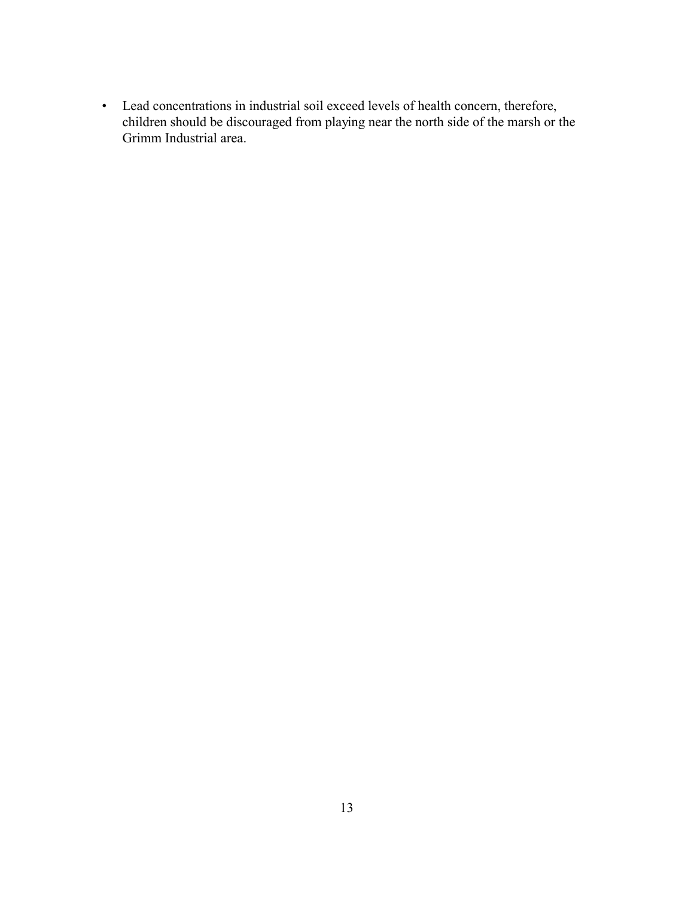- Lead concentrations in industrial soil exceed levels of health concern, therefore, children should be discouraged from playing near the north side of the marsh or the Grimm Industrial area.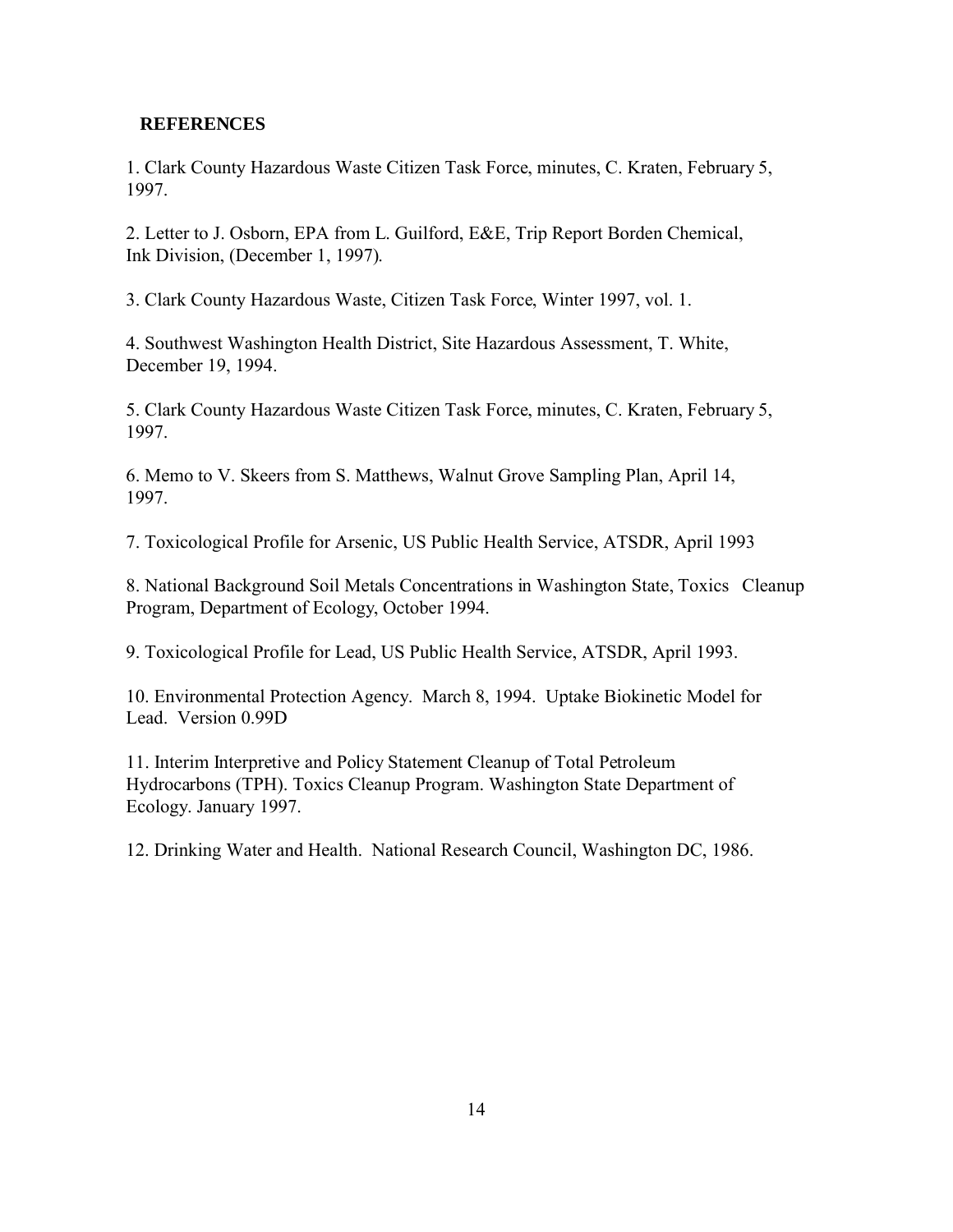## REFERENCES

1. Clark County Hazardous Waste Citizen Task Force, minutes, C. Kraten, February 5, 1997.

2. Letter to J. Osborn, EPA from L. Guilford, E&E, Trip Report Borden Chemical, Ink Division, (December 1, 1997).

3. Clark County Hazardous Waste, Citizen Task Force, Winter 1997, vol. 1.

4. Southwest Washington Health District, Site Hazardous Assessment, T. White, December 19, 1994.

5. Clark County Hazardous Waste Citizen Task Force, minutes, C. Kraten, February 5, 1997.

6. Memo to V. Skeers from S. Matthews, Walnut Grove Sampling Plan, April 14, 1997.

7. Toxicological Profile for Arsenic, US Public Health Service, ATSDR, April 1993

8. National Background Soil Metals Concentrations in Washington State, Toxics Cleanup Program, Department of Ecology, October 1994.

9. Toxicological Profile for Lead, US Public Health Service, ATSDR, April 1993.

10. Environmental Protection Agency. March 8, 1994. Uptake Biokinetic Model for Lead. Version 0.99D

11. Interim Interpretive and Policy Statement Cleanup of Total Petroleum Hydrocarbons (TPH). Toxics Cleanup Program. Washington State Department of Ecology. January 1997.

12. Drinking Water and Health. National Research Council, Washington DC, 1986.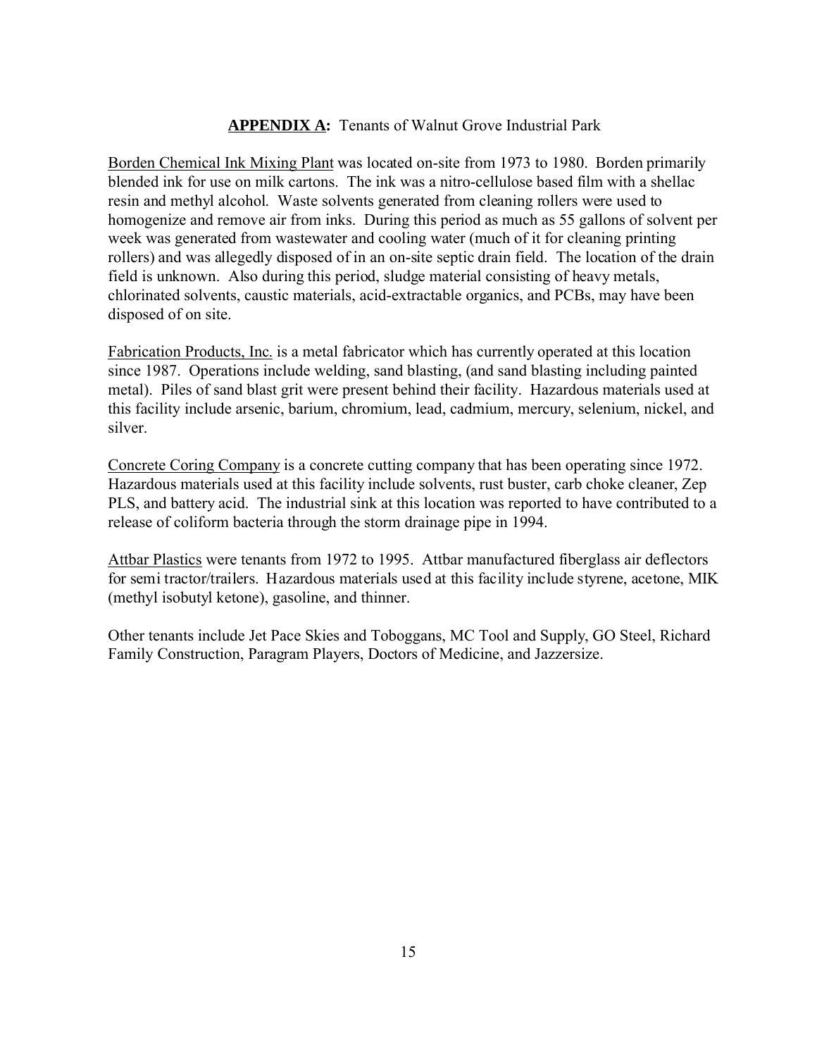**APPENDIX A:** Tenants of Walnut Grove Industrial Park

Borden Chemical Ink Mixing Plant was located on-site from 1973 to 1980. Borden primarily blended ink for use on milk cartons. The ink was a nitro-cellulose based film with a shellac resin and methyl alcohol. Waste solvents generated from cleaning rollers were used to homogenize and remove air from inks. During this period as much as 55 gallons of solvent per week was generated from wastewater and cooling water (much of it for cleaning printing rollers) and was allegedly disposed of in an on-site septic drain field. The location of the drain field is unknown. Also during this period, sludge material consisting of heavy metals, chlorinated solvents, caustic materials, acid-extractable organics, and PCBs, may have been disposed of on site.

Fabrication Products, Inc. is a metal fabricator which has currently operated at this location since 1987. Operations include welding, sand blasting, (and sand blasting including painted metal). Piles of sand blast grit were present behind their facility. Hazardous materials used at this facility include arsenic, barium, chromium, lead, cadmium, mercury, selenium, nickel, and silver.

Concrete Coring Company is a concrete cutting company that has been operating since 1972. Hazardous materials used at this facility include solvents, rust buster, carb choke cleaner, Zep PLS, and battery acid. The industrial sink at this location was reported to have contributed to a release of coliform bacteria through the storm drainage pipe in 1994.

Attbar Plastics were tenants from 1972 to 1995. Attbar manufactured fiberglass air deflectors for semi tractor/trailers. Hazardous materials used at this facility include styrene, acetone, MIK (methyl isobutyl ketone), gasoline, and thinner.

Other tenants include Jet Pace Skies and Toboggans, MC Tool and Supply, GO Steel, Richard Family Construction, Paragram Players, Doctors of Medicine, and Jazzersize.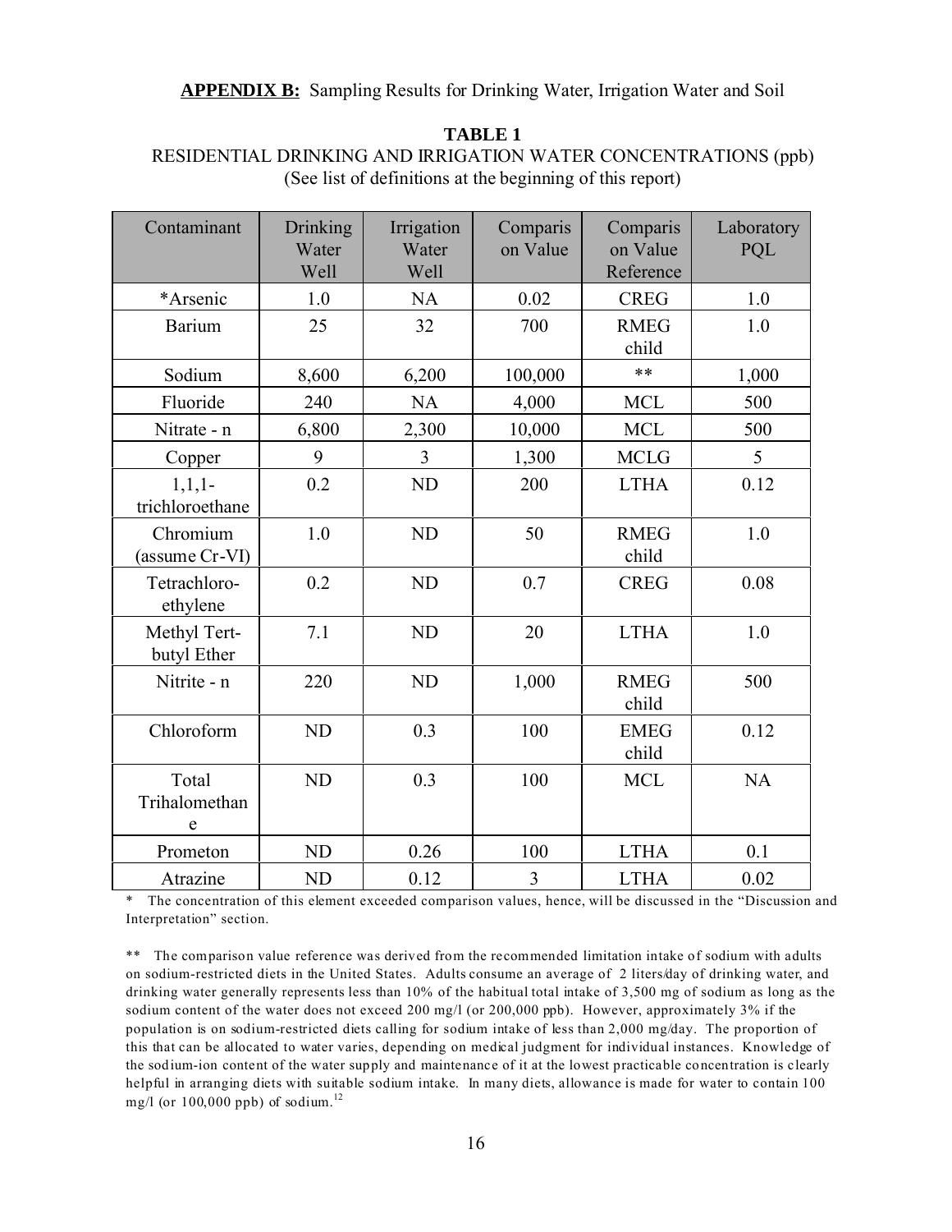**APPENDIX B:** Sampling Results for Drinking Water, Irrigation Water and Soil

**TABLE 1**

RESIDENTIAL DRINKING AND IRRIGATION WATER CONCENTRATIONS (ppb)
(See list of definitions at the beginning of this report)

| Contaminant | Drinking Water Well | Irrigation Water Well | Comparison Value | Comparison Value Reference | Laboratory PQL |
|---|---|---|---|---|---|
| *Arsenic | 1.0 | NA | 0.02 | CREG | 1.0 |
| Barium | 25 | 32 | 700 | RMEG child | 1.0 |
| Sodium | 8,600 | 6,200 | 100,000 | ** | 1,000 |
| Fluoride | 240 | NA | 4,000 | MCL | 500 |
| Nitrate - n | 6,800 | 2,300 | 10,000 | MCL | 500 |
| Copper | 9 | 3 | 1,300 | MCLG | 5 |
| 1,1,1-trichloroethane | 0.2 | ND | 200 | LTHA | 0.12 |
| Chromium (assume Cr-VI) | 1.0 | ND | 50 | RMEG child | 1.0 |
| Tetrachloro-ethylene | 0.2 | ND | 0.7 | CREG | 0.08 |
| Methyl Tert-butyl Ether | 7.1 | ND | 20 | LTHA | 1.0 |
| Nitrite - n | 220 | ND | 1,000 | RMEG child | 500 |
| Chloroform | ND | 0.3 | 100 | EMEG child | 0.12 |
| Total Trihalomethane | ND | 0.3 | 100 | MCL | NA |
| Prometon | ND | 0.26 | 100 | LTHA | 0.1 |
| Atrazine | ND | 0.12 | 3 | LTHA | 0.02 |

\* The concentration of this element exceeded comparison values, hence, will be discussed in the "Discussion and Interpretation" section.

** The comparison value reference was derived from the recommended limitation intake of sodium with adults on sodium-restricted diets in the United States. Adults consume an average of 2 liters/day of drinking water, and drinking water generally represents less than 10% of the habitual total intake of 3,500 mg of sodium as long as the sodium content of the water does not exceed 200 mg/l (or 200,000 ppb). However, approximately 3% if the population is on sodium-restricted diets calling for sodium intake of less than 2,000 mg/day. The proportion of this that can be allocated to water varies, depending on medical judgment for individual instances. Knowledge of the sodium-ion content of the water supply and maintenance of it at the lowest practicable concentration is clearly helpful in arranging diets with suitable sodium intake. In many diets, allowance is made for water to contain 100 mg/l (or 100,000 ppb) of sodium.[12]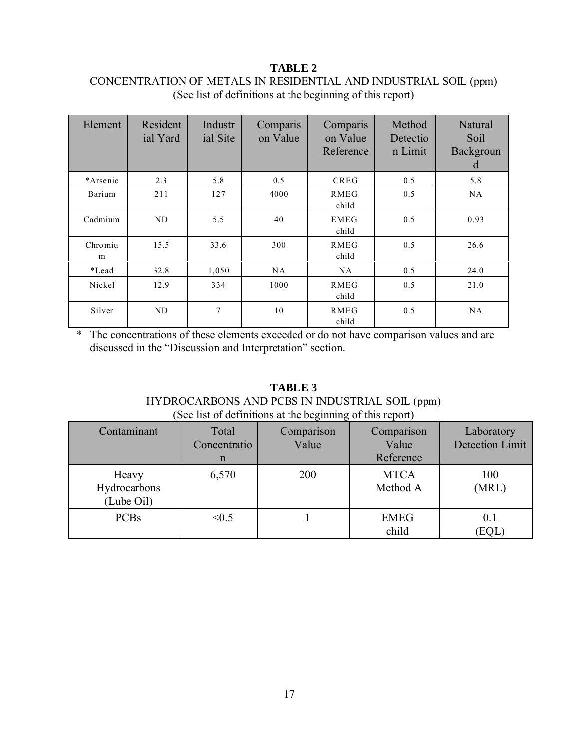**TABLE 2**

CONCENTRATION OF METALS IN RESIDENTIAL AND INDUSTRIAL SOIL (ppm)
(See list of definitions at the beginning of this report)

| Element | Residential Yard | Industrial Site | Comparison Value | Comparison Value Reference | Method Detection Limit | Natural Soil Background |
|---|---|---|---|---|---|---|
| *Arsenic | 2.3 | 5.8 | 0.5 | CREG | 0.5 | 5.8 |
| Barium | 211 | 127 | 4000 | RMEG child | 0.5 | NA |
| Cadmium | ND | 5.5 | 40 | EMEG child | 0.5 | 0.93 |
| Chromium | 15.5 | 33.6 | 300 | RMEG child | 0.5 | 26.6 |
| *Lead | 32.8 | 1,050 | NA | NA | 0.5 | 24.0 |
| Nickel | 12.9 | 334 | 1000 | RMEG child | 0.5 | 21.0 |
| Silver | ND | 7 | 10 | RMEG child | 0.5 | NA |

\* The concentrations of these elements exceeded or do not have comparison values and are discussed in the "Discussion and Interpretation" section.

**TABLE 3**

HYDROCARBONS AND PCBS IN INDUSTRIAL SOIL (ppm)
(See list of definitions at the beginning of this report)

| Contaminant | Total Concentration | Comparison Value | Comparison Value Reference | Laboratory Detection Limit |
|---|---|---|---|---|
| Heavy Hydrocarbons (Lube Oil) | 6,570 | 200 | MTCA Method A | 100 (MRL) |
| PCBs | <0.5 | 1 | EMEG child | 0.1 (EQL) |